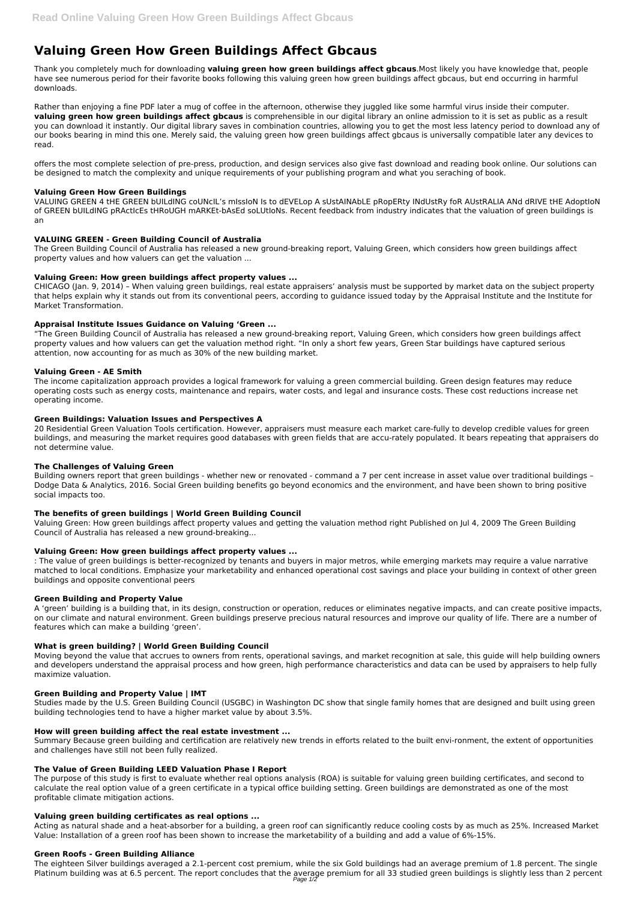# Valuing Green How Green Buildings Affect Gbcaus

Thank you completely much for downloading **valuing green how green buildings affect gbcaus**.Most likely you have knowledge that, people have see numerous period for their favorite books following this valuing green how green buildings affect gbcaus, but end occurring in harmful downloads.

Rather than enjoying a fine PDF later a mug of coffee in the afternoon, otherwise they juggled like some harmful virus inside their computer. **valuing green how green buildings affect gbcaus** is comprehensible in our digital library an online admission to it is set as public as a result you can download it instantly. Our digital library saves in combination countries, allowing you to get the most less latency period to download any of our books bearing in mind this one. Merely said, the valuing green how green buildings affect gbcaus is universally compatible later any devices to read.

offers the most complete selection of pre-press, production, and design services also give fast download and reading book online. Our solutions can be designed to match the complexity and unique requirements of your publishing program and what you seraching of book.

### Valuing Green How Green Buildings

VALUING GREEN 4 tHE GREEN bUILdING coUNcIL's mIssIoN Is to dEVELop A sUstAINAbLE pRopERty INdUstRy foR AUstRALIA ANd dRIVE tHE AdoptIoN of GREEN bUILdING pRActIcEs tHRoUGH mARKEt-bAsEd soLUtIoNs. Recent feedback from industry indicates that the valuation of green buildings is an

### VALUING GREEN - Green Building Council of Australia

The Green Building Council of Australia has released a new ground-breaking report, Valuing Green, which considers how green buildings affect property values and how valuers can get the valuation ...

### Valuing Green: How green buildings affect property values ...

CHICAGO (Jan. 9, 2014) – When valuing green buildings, real estate appraisers' analysis must be supported by market data on the subject property that helps explain why it stands out from its conventional peers, according to guidance issued today by the Appraisal Institute and the Institute for Market Transformation.

### Appraisal Institute Issues Guidance on Valuing 'Green ...

"The Green Building Council of Australia has released a new ground-breaking report, Valuing Green, which considers how green buildings affect property values and how valuers can get the valuation method right. "In only a short few years, Green Star buildings have captured serious attention, now accounting for as much as 30% of the new building market.

### Valuing Green - AE Smith

The income capitalization approach provides a logical framework for valuing a green commercial building. Green design features may reduce operating costs such as energy costs, maintenance and repairs, water costs, and legal and insurance costs. These cost reductions increase net operating income.

### Green Buildings: Valuation Issues and Perspectives A

20 Residential Green Valuation Tools certification. However, appraisers must measure each market care-fully to develop credible values for green buildings, and measuring the market requires good databases with green fields that are accu-rately populated. It bears repeating that appraisers do not determine value.

### The Challenges of Valuing Green

Building owners report that green buildings - whether new or renovated - command a 7 per cent increase in asset value over traditional buildings – Dodge Data & Analytics, 2016. Social Green building benefits go beyond economics and the environment, and have been shown to bring positive social impacts too.

### The benefits of green buildings | World Green Building Council

Valuing Green: How green buildings affect property values and getting the valuation method right Published on Jul 4, 2009 The Green Building Council of Australia has released a new ground-breaking...

### Valuing Green: How green buildings affect property values ...

: The value of green buildings is better-recognized by tenants and buyers in major metros, while emerging markets may require a value narrative matched to local conditions. Emphasize your marketability and enhanced operational cost savings and place your building in context of other green buildings and opposite conventional peers

### Green Building and Property Value

A 'green' building is a building that, in its design, construction or operation, reduces or eliminates negative impacts, and can create positive impacts, on our climate and natural environment. Green buildings preserve precious natural resources and improve our quality of life. There are a number of features which can make a building 'green'.

### What is green building? | World Green Building Council

Moving beyond the value that accrues to owners from rents, operational savings, and market recognition at sale, this guide will help building owners and developers understand the appraisal process and how green, high performance characteristics and data can be used by appraisers to help fully maximize valuation.

### Green Building and Property Value | IMT

Studies made by the U.S. Green Building Council (USGBC) in Washington DC show that single family homes that are designed and built using green building technologies tend to have a higher market value by about 3.5%.

### How will green building affect the real estate investment ...

Summary Because green building and certification are relatively new trends in efforts related to the built envi-ronment, the extent of opportunities and challenges have still not been fully realized.

### The Value of Green Building LEED Valuation Phase I Report

The purpose of this study is first to evaluate whether real options analysis (ROA) is suitable for valuing green building certificates, and second to calculate the real option value of a green certificate in a typical office building setting. Green buildings are demonstrated as one of the most profitable climate mitigation actions.

### Valuing green building certificates as real options ...

Acting as natural shade and a heat-absorber for a building, a green roof can significantly reduce cooling costs by as much as 25%. Increased Market Value: Installation of a green roof has been shown to increase the marketability of a building and add a value of 6%-15%.

### Green Roofs - Green Building Alliance

The eighteen Silver buildings averaged a 2.1-percent cost premium, while the six Gold buildings had an average premium of 1.8 percent. The single Platinum building was at 6.5 percent. The report concludes that the average premium for all 33 studied green buildings is slightly less than 2 percent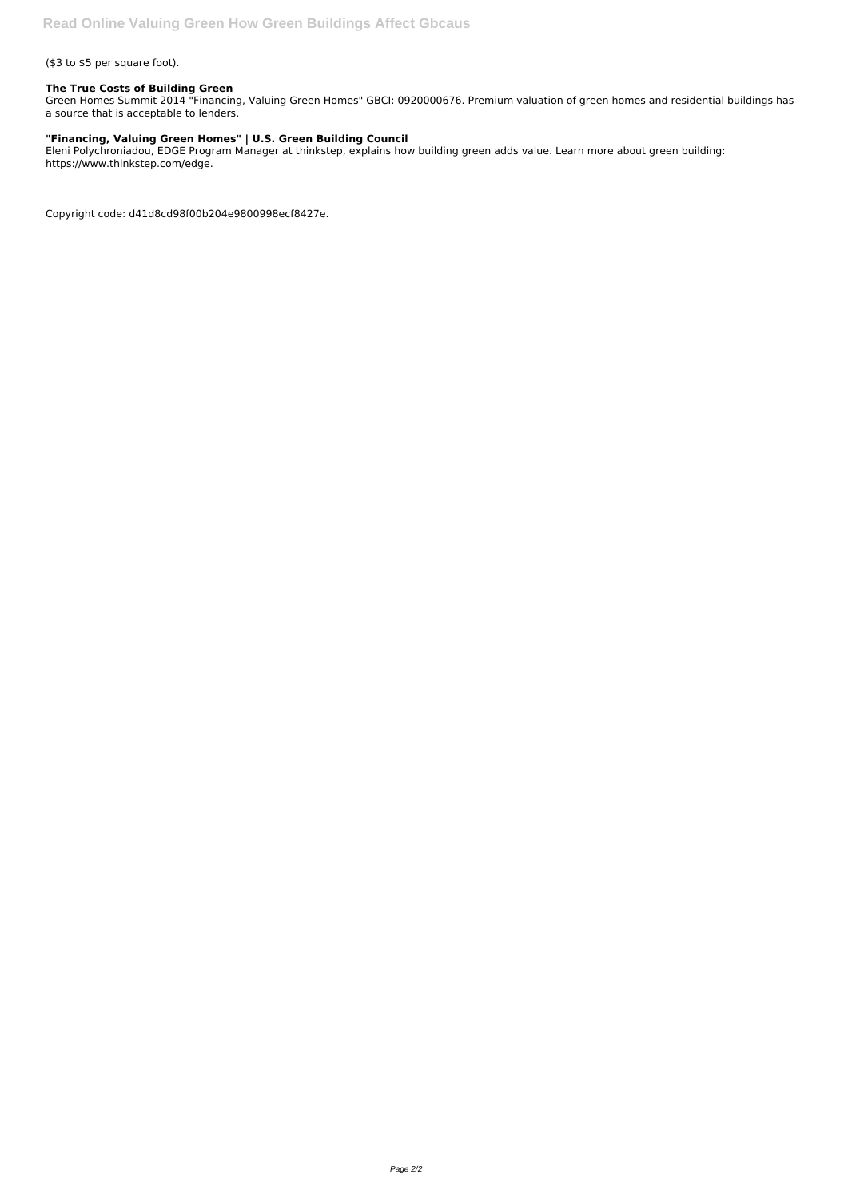($3 to $5 per square foot).

### The True Costs of Building Green

Green Homes Summit 2014 "Financing, Valuing Green Homes" GBCI: 0920000676. Premium valuation of green homes and residential buildings has a source that is acceptable to lenders.

### "Financing, Valuing Green Homes" | U.S. Green Building Council

Eleni Polychroniadou, EDGE Program Manager at thinkstep, explains how building green adds value. Learn more about green building: https://www.thinkstep.com/edge.

Copyright code: d41d8cd98f00b204e9800998ecf8427e.